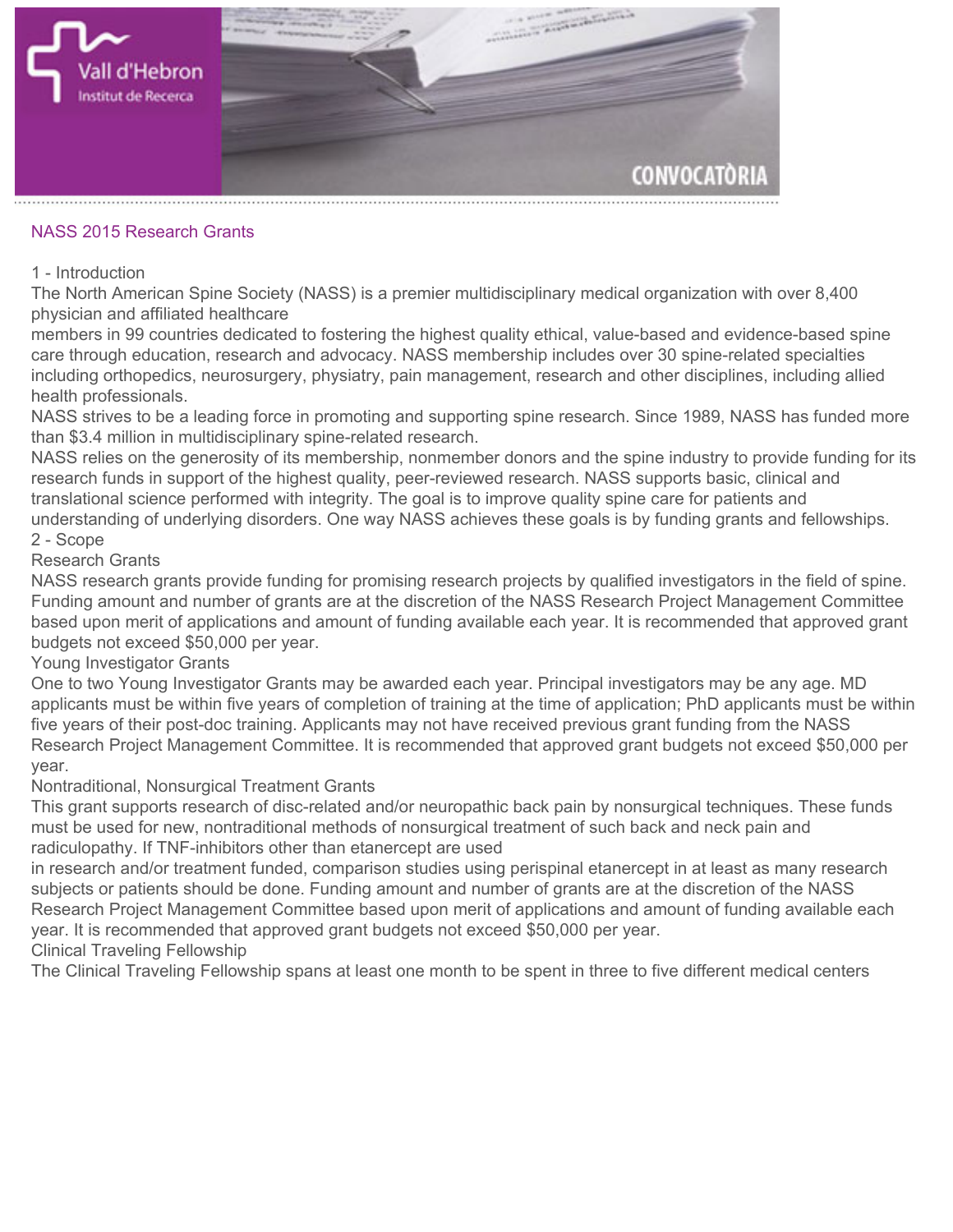# NASS 2015 Research Grants

## 1 - Introduction

The North American Spine Society (NASS) is a premier multidisciplinary medical organization with over 8,400 physician and affiliated healthcare members in 99 countries dedicated to fostering the highest quality ethical, value-based and evidence-based spine care through education, research and advocacy. NASS membership includes over 30 spine-related specialties including orthopedics, neurosurgery, physiatry, pain management, research and other disciplines, including allied health professionals.

NASS strives to be a leading force in promoting and supporting spine research. Since 1989, NASS has funded more than $3.4 million in multidisciplinary spine-related research.

NASS relies on the generosity of its membership, nonmember donors and the spine industry to provide funding for its research funds in support of the highest quality, peer-reviewed research. NASS supports basic, clinical and translational science performed with integrity. The goal is to improve quality spine care for patients and understanding of underlying disorders. One way NASS achieves these goals is by funding grants and fellowships.

## 2 - Scope

### Research Grants

NASS research grants provide funding for promising research projects by qualified investigators in the field of spine. Funding amount and number of grants are at the discretion of the NASS Research Project Management Committee based upon merit of applications and amount of funding available each year. It is recommended that approved grant budgets not exceed $50,000 per year.

### Young Investigator Grants

One to two Young Investigator Grants may be awarded each year. Principal investigators may be any age. MD applicants must be within five years of completion of training at the time of application; PhD applicants must be within five years of their post-doc training. Applicants may not have received previous grant funding from the NASS Research Project Management Committee. It is recommended that approved grant budgets not exceed $50,000 per year.

### Nontraditional, Nonsurgical Treatment Grants

This grant supports research of disc-related and/or neuropathic back pain by nonsurgical techniques. These funds must be used for new, nontraditional methods of nonsurgical treatment of such back and neck pain and radiculopathy. If TNF-inhibitors other than etanercept are used in research and/or treatment funded, comparison studies using perispinal etanercept in at least as many research subjects or patients should be done. Funding amount and number of grants are at the discretion of the NASS Research Project Management Committee based upon merit of applications and amount of funding available each year. It is recommended that approved grant budgets not exceed $50,000 per year.

### Clinical Traveling Fellowship

The Clinical Traveling Fellowship spans at least one month to be spent in three to five different medical centers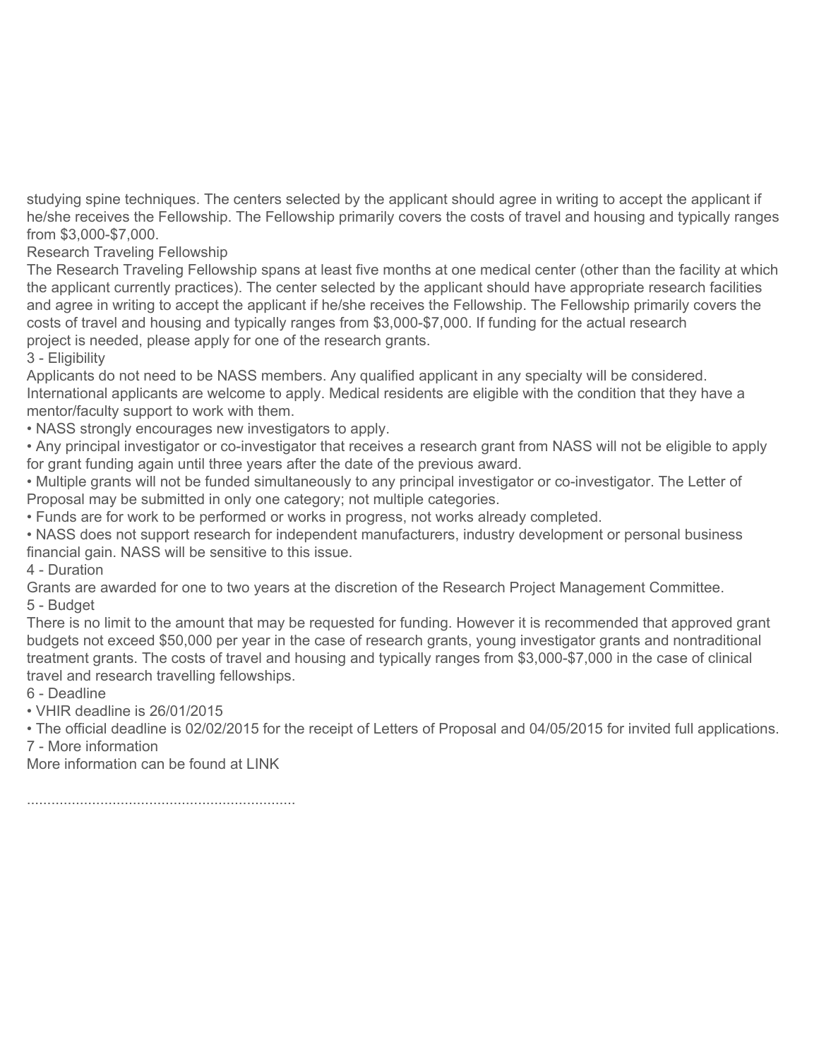studying spine techniques. The centers selected by the applicant should agree in writing to accept the applicant if he/she receives the Fellowship. The Fellowship primarily covers the costs of travel and housing and typically ranges from $3,000-$7,000.

Research Traveling Fellowship

The Research Traveling Fellowship spans at least five months at one medical center (other than the facility at which the applicant currently practices). The center selected by the applicant should have appropriate research facilities and agree in writing to accept the applicant if he/she receives the Fellowship. The Fellowship primarily covers the costs of travel and housing and typically ranges from $3,000-$7,000. If funding for the actual research project is needed, please apply for one of the research grants.

3 - Eligibility

Applicants do not need to be NASS members. Any qualified applicant in any specialty will be considered. International applicants are welcome to apply. Medical residents are eligible with the condition that they have a mentor/faculty support to work with them.

- NASS strongly encourages new investigators to apply.
- Any principal investigator or co-investigator that receives a research grant from NASS will not be eligible to apply for grant funding again until three years after the date of the previous award.
- Multiple grants will not be funded simultaneously to any principal investigator or co-investigator. The Letter of Proposal may be submitted in only one category; not multiple categories.
- Funds are for work to be performed or works in progress, not works already completed.
- NASS does not support research for independent manufacturers, industry development or personal business financial gain. NASS will be sensitive to this issue.

4 - Duration

Grants are awarded for one to two years at the discretion of the Research Project Management Committee.

5 - Budget

There is no limit to the amount that may be requested for funding. However it is recommended that approved grant budgets not exceed $50,000 per year in the case of research grants, young investigator grants and nontraditional treatment grants. The costs of travel and housing and typically ranges from $3,000-$7,000 in the case of clinical travel and research travelling fellowships.

6 - Deadline

- VHIR deadline is 26/01/2015
- The official deadline is 02/02/2015 for the receipt of Letters of Proposal and 04/05/2015 for invited full applications.

7 - More information

More information can be found at LINK

..................................................................